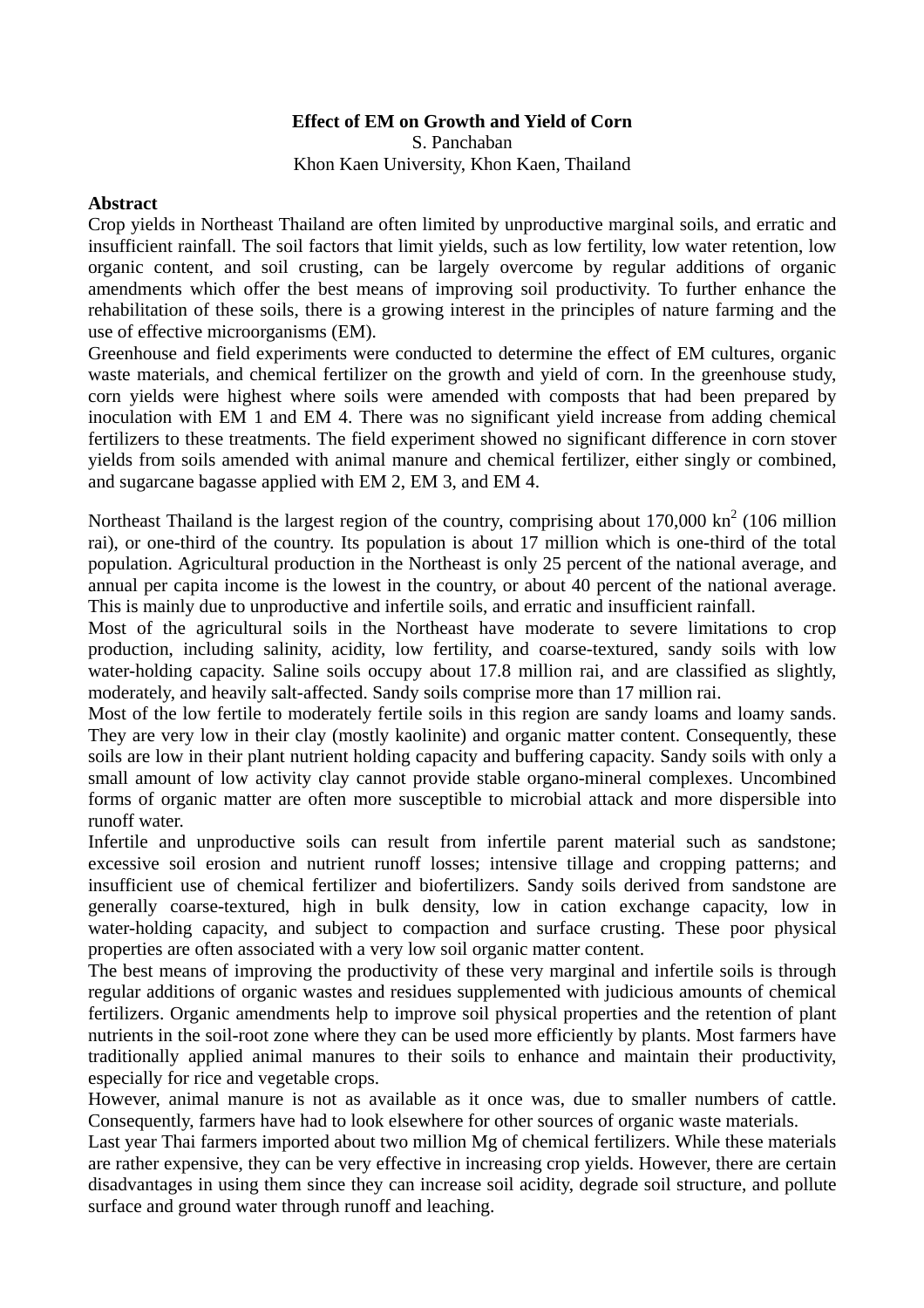# Effect of EM on Growth and Yield of Corn

S. Panchaban
Khon Kaen University, Khon Kaen, Thailand

## Abstract

Crop yields in Northeast Thailand are often limited by unproductive marginal soils, and erratic and insufficient rainfall. The soil factors that limit yields, such as low fertility, low water retention, low organic content, and soil crusting, can be largely overcome by regular additions of organic amendments which offer the best means of improving soil productivity. To further enhance the rehabilitation of these soils, there is a growing interest in the principles of nature farming and the use of effective microorganisms (EM).

Greenhouse and field experiments were conducted to determine the effect of EM cultures, organic waste materials, and chemical fertilizer on the growth and yield of corn. In the greenhouse study, corn yields were highest where soils were amended with composts that had been prepared by inoculation with EM 1 and EM 4. There was no significant yield increase from adding chemical fertilizers to these treatments. The field experiment showed no significant difference in corn stover yields from soils amended with animal manure and chemical fertilizer, either singly or combined, and sugarcane bagasse applied with EM 2, EM 3, and EM 4.

Northeast Thailand is the largest region of the country, comprising about 170,000 $kn^2$ (106 million rai), or one-third of the country. Its population is about 17 million which is one-third of the total population. Agricultural production in the Northeast is only 25 percent of the national average, and annual per capita income is the lowest in the country, or about 40 percent of the national average. This is mainly due to unproductive and infertile soils, and erratic and insufficient rainfall.

Most of the agricultural soils in the Northeast have moderate to severe limitations to crop production, including salinity, acidity, low fertility, and coarse-textured, sandy soils with low water-holding capacity. Saline soils occupy about 17.8 million rai, and are classified as slightly, moderately, and heavily salt-affected. Sandy soils comprise more than 17 million rai.

Most of the low fertile to moderately fertile soils in this region are sandy loams and loamy sands. They are very low in their clay (mostly kaolinite) and organic matter content. Consequently, these soils are low in their plant nutrient holding capacity and buffering capacity. Sandy soils with only a small amount of low activity clay cannot provide stable organo-mineral complexes. Uncombined forms of organic matter are often more susceptible to microbial attack and more dispersible into runoff water.

Infertile and unproductive soils can result from infertile parent material such as sandstone; excessive soil erosion and nutrient runoff losses; intensive tillage and cropping patterns; and insufficient use of chemical fertilizer and biofertilizers. Sandy soils derived from sandstone are generally coarse-textured, high in bulk density, low in cation exchange capacity, low in water-holding capacity, and subject to compaction and surface crusting. These poor physical properties are often associated with a very low soil organic matter content.

The best means of improving the productivity of these very marginal and infertile soils is through regular additions of organic wastes and residues supplemented with judicious amounts of chemical fertilizers. Organic amendments help to improve soil physical properties and the retention of plant nutrients in the soil-root zone where they can be used more efficiently by plants. Most farmers have traditionally applied animal manures to their soils to enhance and maintain their productivity, especially for rice and vegetable crops.

However, animal manure is not as available as it once was, due to smaller numbers of cattle. Consequently, farmers have had to look elsewhere for other sources of organic waste materials.

Last year Thai farmers imported about two million Mg of chemical fertilizers. While these materials are rather expensive, they can be very effective in increasing crop yields. However, there are certain disadvantages in using them since they can increase soil acidity, degrade soil structure, and pollute surface and ground water through runoff and leaching.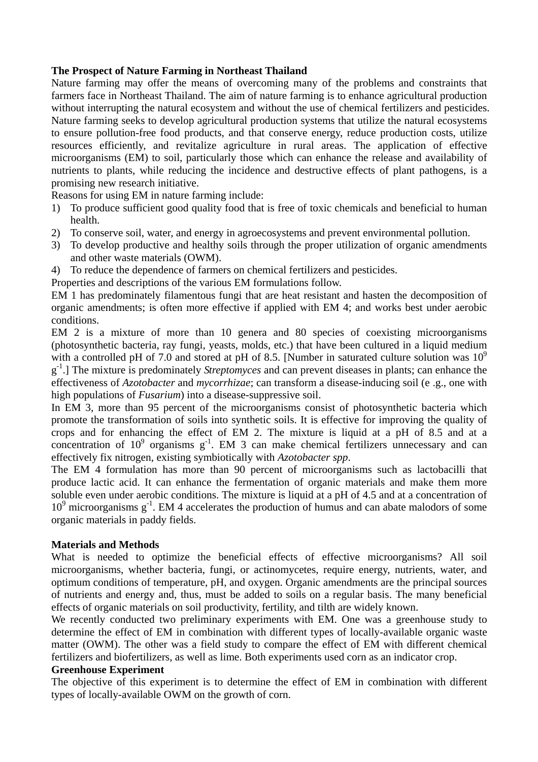**The Prospect of Nature Farming in Northeast Thailand**

Nature farming may offer the means of overcoming many of the problems and constraints that farmers face in Northeast Thailand. The aim of nature farming is to enhance agricultural production without interrupting the natural ecosystem and without the use of chemical fertilizers and pesticides. Nature farming seeks to develop agricultural production systems that utilize the natural ecosystems to ensure pollution-free food products, and that conserve energy, reduce production costs, utilize resources efficiently, and revitalize agriculture in rural areas. The application of effective microorganisms (EM) to soil, particularly those which can enhance the release and availability of nutrients to plants, while reducing the incidence and destructive effects of plant pathogens, is a promising new research initiative.

Reasons for using EM in nature farming include:

1) To produce sufficient good quality food that is free of toxic chemicals and beneficial to human health.
2) To conserve soil, water, and energy in agroecosystems and prevent environmental pollution.
3) To develop productive and healthy soils through the proper utilization of organic amendments and other waste materials (OWM).
4) To reduce the dependence of farmers on chemical fertilizers and pesticides.

Properties and descriptions of the various EM formulations follow.

EM 1 has predominately filamentous fungi that are heat resistant and hasten the decomposition of organic amendments; is often more effective if applied with EM 4; and works best under aerobic conditions.

EM 2 is a mixture of more than 10 genera and 80 species of coexisting microorganisms (photosynthetic bacteria, ray fungi, yeasts, molds, etc.) that have been cultured in a liquid medium with a controlled pH of 7.0 and stored at pH of 8.5. [Number in saturated culture solution was $10^9$ $g^{-1}$.] The mixture is predominately *Streptomyces* and can prevent diseases in plants; can enhance the effectiveness of *Azotobacter* and *mycorrhizae*; can transform a disease-inducing soil (e .g., one with high populations of *Fusarium*) into a disease-suppressive soil.

In EM 3, more than 95 percent of the microorganisms consist of photosynthetic bacteria which promote the transformation of soils into synthetic soils. It is effective for improving the quality of crops and for enhancing the effect of EM 2. The mixture is liquid at a pH of 8.5 and at a concentration of $10^9$ organisms $g^{-1}$. EM 3 can make chemical fertilizers unnecessary and can effectively fix nitrogen, existing symbiotically with *Azotobacter spp*.

The EM 4 formulation has more than 90 percent of microorganisms such as lactobacilli that produce lactic acid. It can enhance the fermentation of organic materials and make them more soluble even under aerobic conditions. The mixture is liquid at a pH of 4.5 and at a concentration of $10^9$ microorganisms $g^{-1}$. EM 4 accelerates the production of humus and can abate malodors of some organic materials in paddy fields.

**Materials and Methods**

What is needed to optimize the beneficial effects of effective microorganisms? All soil microorganisms, whether bacteria, fungi, or actinomycetes, require energy, nutrients, water, and optimum conditions of temperature, pH, and oxygen. Organic amendments are the principal sources of nutrients and energy and, thus, must be added to soils on a regular basis. The many beneficial effects of organic materials on soil productivity, fertility, and tilth are widely known.

We recently conducted two preliminary experiments with EM. One was a greenhouse study to determine the effect of EM in combination with different types of locally-available organic waste matter (OWM). The other was a field study to compare the effect of EM with different chemical fertilizers and biofertilizers, as well as lime. Both experiments used corn as an indicator crop.

**Greenhouse Experiment**

The objective of this experiment is to determine the effect of EM in combination with different types of locally-available OWM on the growth of corn.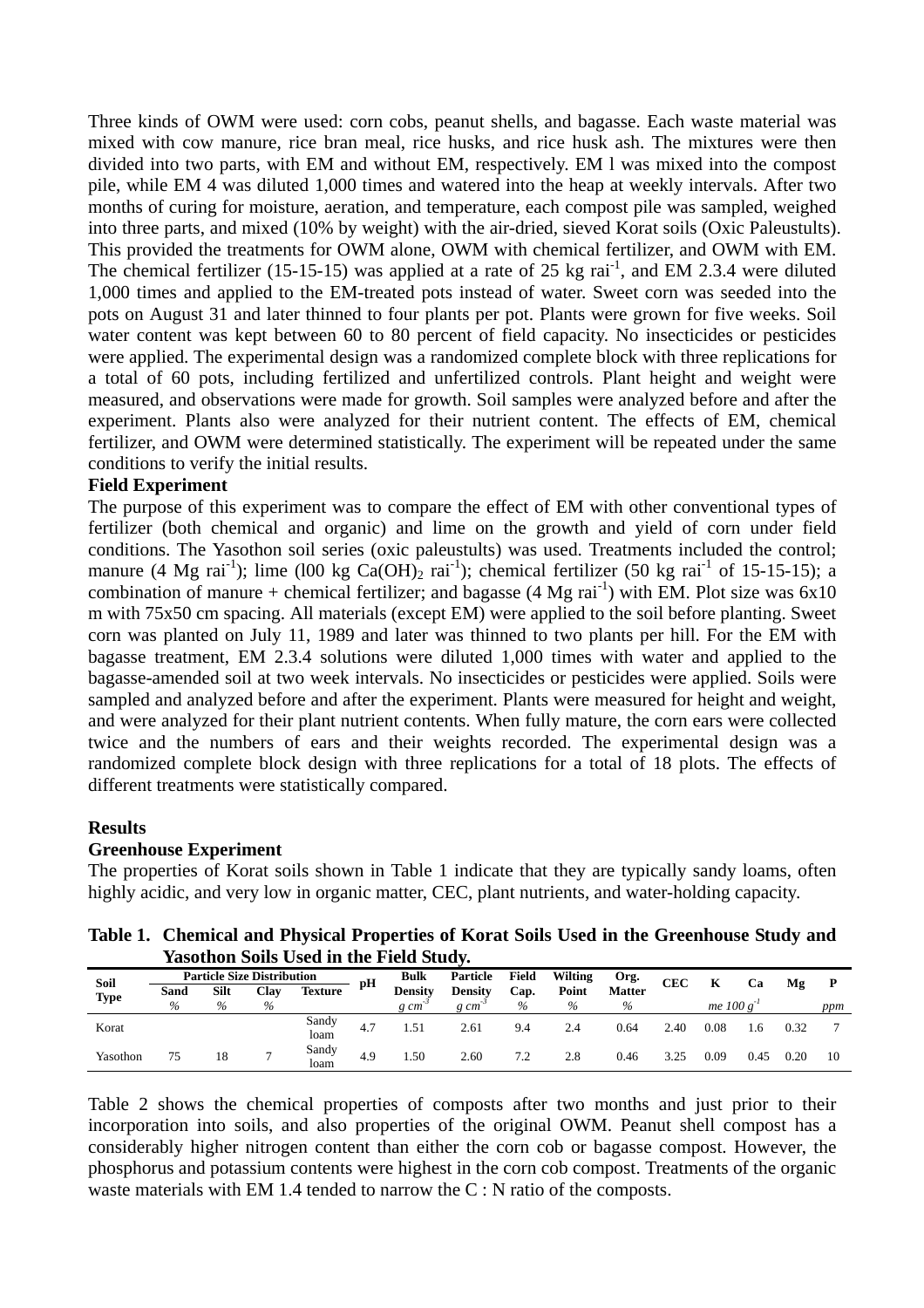Three kinds of OWM were used: corn cobs, peanut shells, and bagasse. Each waste material was mixed with cow manure, rice bran meal, rice husks, and rice husk ash. The mixtures were then divided into two parts, with EM and without EM, respectively. EM l was mixed into the compost pile, while EM 4 was diluted 1,000 times and watered into the heap at weekly intervals. After two months of curing for moisture, aeration, and temperature, each compost pile was sampled, weighed into three parts, and mixed (10% by weight) with the air-dried, sieved Korat soils (Oxic Paleustults). This provided the treatments for OWM alone, OWM with chemical fertilizer, and OWM with EM. The chemical fertilizer (15-15-15) was applied at a rate of 25 kg rai$^{-1}$, and EM 2.3.4 were diluted 1,000 times and applied to the EM-treated pots instead of water. Sweet corn was seeded into the pots on August 31 and later thinned to four plants per pot. Plants were grown for five weeks. Soil water content was kept between 60 to 80 percent of field capacity. No insecticides or pesticides were applied. The experimental design was a randomized complete block with three replications for a total of 60 pots, including fertilized and unfertilized controls. Plant height and weight were measured, and observations were made for growth. Soil samples were analyzed before and after the experiment. Plants also were analyzed for their nutrient content. The effects of EM, chemical fertilizer, and OWM were determined statistically. The experiment will be repeated under the same conditions to verify the initial results.

**Field Experiment**

The purpose of this experiment was to compare the effect of EM with other conventional types of fertilizer (both chemical and organic) and lime on the growth and yield of corn under field conditions. The Yasothon soil series (oxic paleustults) was used. Treatments included the control; manure (4 Mg rai$^{-1}$); lime (l00 kg $Ca(OH)_2$ rai$^{-1}$); chemical fertilizer (50 kg rai$^{-1}$ of 15-15-15); a combination of manure + chemical fertilizer; and bagasse (4 Mg rai$^{-1}$) with EM. Plot size was 6x10 m with 75x50 cm spacing. All materials (except EM) were applied to the soil before planting. Sweet corn was planted on July 11, 1989 and later was thinned to two plants per hill. For the EM with bagasse treatment, EM 2.3.4 solutions were diluted 1,000 times with water and applied to the bagasse-amended soil at two week intervals. No insecticides or pesticides were applied. Soils were sampled and analyzed before and after the experiment. Plants were measured for height and weight, and were analyzed for their plant nutrient contents. When fully mature, the corn ears were collected twice and the numbers of ears and their weights recorded. The experimental design was a randomized complete block design with three replications for a total of 18 plots. The effects of different treatments were statistically compared.

## Results

**Greenhouse Experiment**

The properties of Korat soils shown in Table 1 indicate that they are typically sandy loams, often highly acidic, and very low in organic matter, CEC, plant nutrients, and water-holding capacity.

**Table 1. Chemical and Physical Properties of Korat Soils Used in the Greenhouse Study and Yasothon Soils Used in the Field Study.**

| Soil Type | Particle Size Distribution | | | | pH | Bulk Density | Particle Density | Field Cap. | Wilting Point | Org. Matter | CEC | K | Ca | Mg | P |
|---|---|---|---|---|---|---|---|---|---|---|---|---|---|---|---|
| | Sand | Silt | Clay | Texture | | | | | | | | | | | |
| | % | % | % | | | $g\ cm^{-3}$ | $g\ cm^{-3}$ | % | % | % | | me 100 $g^{-1}$ | | | ppm |
| Korat | | | | Sandy loam | 4.7 | 1.51 | 2.61 | 9.4 | 2.4 | 0.64 | 2.40 | 0.08 | 1.6 | 0.32 | 7 |
| Yasothon | 75 | 18 | 7 | Sandy loam | 4.9 | 1.50 | 2.60 | 7.2 | 2.8 | 0.46 | 3.25 | 0.09 | 0.45 | 0.20 | 10 |

Table 2 shows the chemical properties of composts after two months and just prior to their incorporation into soils, and also properties of the original OWM. Peanut shell compost has a considerably higher nitrogen content than either the corn cob or bagasse compost. However, the phosphorus and potassium contents were highest in the corn cob compost. Treatments of the organic waste materials with EM 1.4 tended to narrow the C : N ratio of the composts.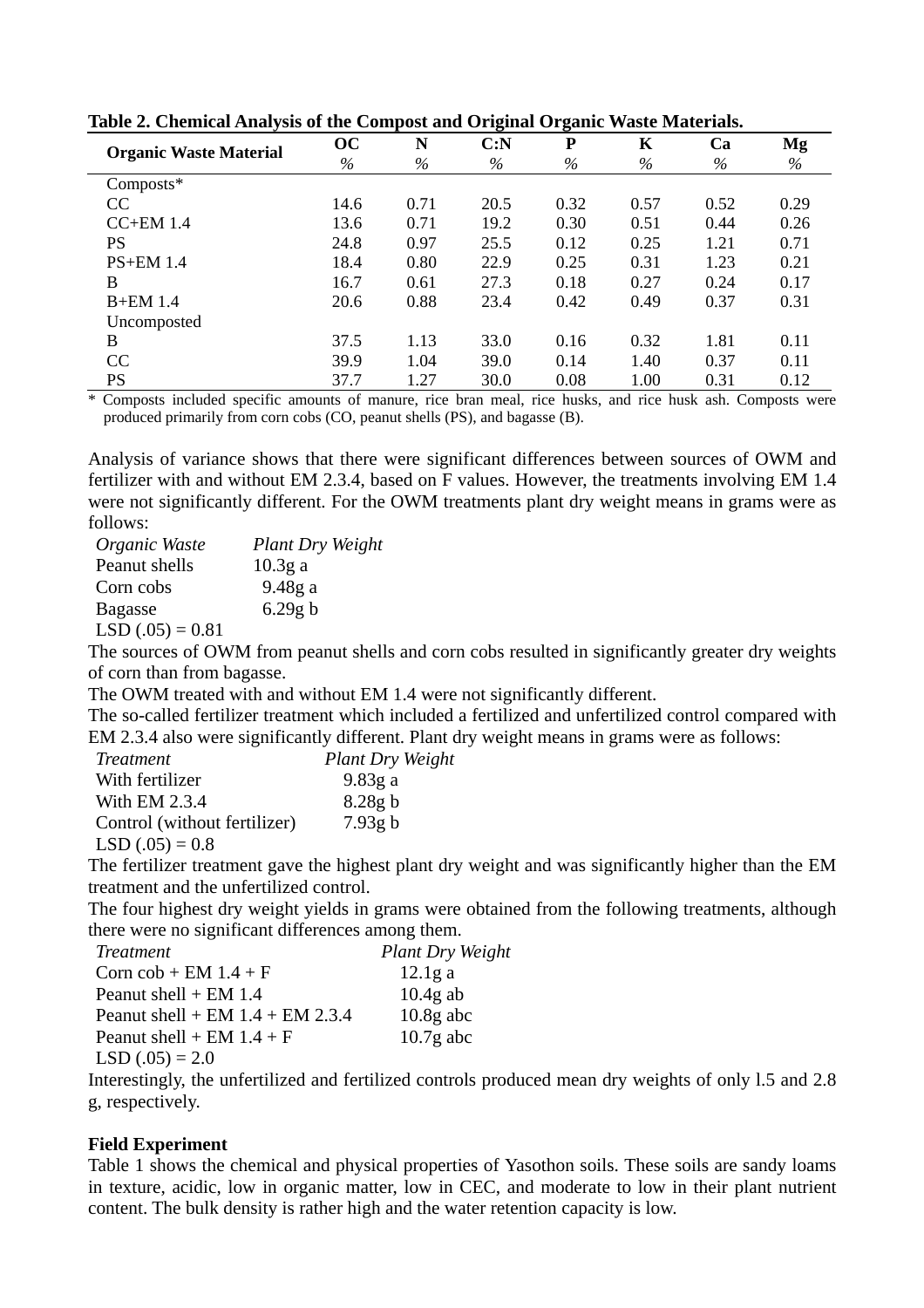**Table 2. Chemical Analysis of the Compost and Original Organic Waste Materials.**

| Organic Waste Material | OC<br>% | N<br>% | C:N<br>% | P<br>% | K<br>% | Ca<br>% | Mg<br>% |
|---|---|---|---|---|---|---|---|
| Composts* | | | | | | | |
| CC | 14.6 | 0.71 | 20.5 | 0.32 | 0.57 | 0.52 | 0.29 |
| CC+EM 1.4 | 13.6 | 0.71 | 19.2 | 0.30 | 0.51 | 0.44 | 0.26 |
| PS | 24.8 | 0.97 | 25.5 | 0.12 | 0.25 | 1.21 | 0.71 |
| PS+EM 1.4 | 18.4 | 0.80 | 22.9 | 0.25 | 0.31 | 1.23 | 0.21 |
| B | 16.7 | 0.61 | 27.3 | 0.18 | 0.27 | 0.24 | 0.17 |
| B+EM 1.4 | 20.6 | 0.88 | 23.4 | 0.42 | 0.49 | 0.37 | 0.31 |
| Uncomposted | | | | | | | |
| B | 37.5 | 1.13 | 33.0 | 0.16 | 0.32 | 1.81 | 0.11 |
| CC | 39.9 | 1.04 | 39.0 | 0.14 | 1.40 | 0.37 | 0.11 |
| PS | 37.7 | 1.27 | 30.0 | 0.08 | 1.00 | 0.31 | 0.12 |

\* Composts included specific amounts of manure, rice bran meal, rice husks, and rice husk ash. Composts were produced primarily from corn cobs (CO, peanut shells (PS), and bagasse (B).

Analysis of variance shows that there were significant differences between sources of OWM and fertilizer with and without EM 2.3.4, based on F values. However, the treatments involving EM 1.4 were not significantly different. For the OWM treatments plant dry weight means in grams were as follows:

| *Organic Waste* | *Plant Dry Weight* |
|---|---|
| Peanut shells | 10.3g a |
| Corn cobs | 9.48g a |
| Bagasse | 6.29g b |

LSD (.05) = 0.81

The sources of OWM from peanut shells and corn cobs resulted in significantly greater dry weights of corn than from bagasse.

The OWM treated with and without EM 1.4 were not significantly different.

The so-called fertilizer treatment which included a fertilized and unfertilized control compared with EM 2.3.4 also were significantly different. Plant dry weight means in grams were as follows:

| *Treatment* | *Plant Dry Weight* |
|---|---|
| With fertilizer | 9.83g a |
| With EM 2.3.4 | 8.28g b |
| Control (without fertilizer) | 7.93g b |

LSD (.05) = 0.8

The fertilizer treatment gave the highest plant dry weight and was significantly higher than the EM treatment and the unfertilized control.

The four highest dry weight yields in grams were obtained from the following treatments, although there were no significant differences among them.

| *Treatment* | *Plant Dry Weight* |
|---|---|
| Corn cob + EM 1.4 + F | 12.1g a |
| Peanut shell + EM 1.4 | 10.4g ab |
| Peanut shell + EM 1.4 + EM 2.3.4 | 10.8g abc |
| Peanut shell + EM 1.4 + F | 10.7g abc |

LSD (.05) = 2.0

Interestingly, the unfertilized and fertilized controls produced mean dry weights of only l.5 and 2.8 g, respectively.

**Field Experiment**

Table 1 shows the chemical and physical properties of Yasothon soils. These soils are sandy loams in texture, acidic, low in organic matter, low in CEC, and moderate to low in their plant nutrient content. The bulk density is rather high and the water retention capacity is low.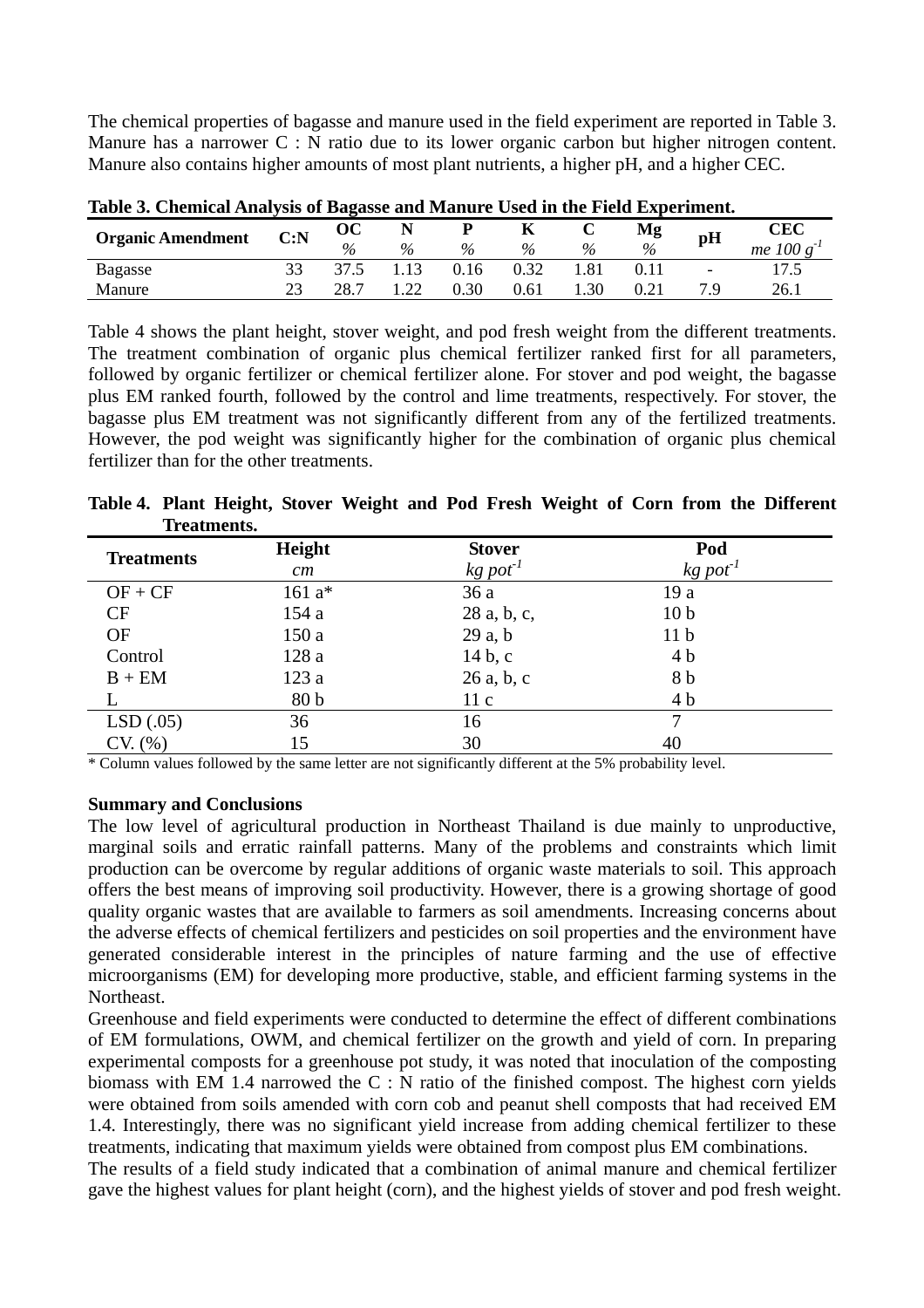The chemical properties of bagasse and manure used in the field experiment are reported in Table 3. Manure has a narrower C : N ratio due to its lower organic carbon but higher nitrogen content. Manure also contains higher amounts of most plant nutrients, a higher pH, and a higher CEC.

**Table 3. Chemical Analysis of Bagasse and Manure Used in the Field Experiment.**

| Organic Amendment | C:N | OC | N | P | K | C | Mg | pH | CEC |
|---|---|---|---|---|---|---|---|---|---|
| | | *%* | *%* | *%* | *%* | *%* | *%* | | *me 100 $g^{-1}$* |
| Bagasse | 33 | 37.5 | 1.13 | 0.16 | 0.32 | 1.81 | 0.11 | - | 17.5 |
| Manure | 23 | 28.7 | 1.22 | 0.30 | 0.61 | 1.30 | 0.21 | 7.9 | 26.1 |

Table 4 shows the plant height, stover weight, and pod fresh weight from the different treatments. The treatment combination of organic plus chemical fertilizer ranked first for all parameters, followed by organic fertilizer or chemical fertilizer alone. For stover and pod weight, the bagasse plus EM ranked fourth, followed by the control and lime treatments, respectively. For stover, the bagasse plus EM treatment was not significantly different from any of the fertilized treatments. However, the pod weight was significantly higher for the combination of organic plus chemical fertilizer than for the other treatments.

**Table 4. Plant Height, Stover Weight and Pod Fresh Weight of Corn from the Different Treatments.**

| Treatments | Height | Stover | Pod |
|---|---|---|---|
| | *cm* | *kg $pot^{-1}$* | *kg $pot^{-1}$* |
| OF + CF | 161 a* | 36 a | 19 a |
| CF | 154 a | 28 a, b, c, | 10 b |
| OF | 150 a | 29 a, b | 11 b |
| Control | 128 a | 14 b, c | 4 b |
| B + EM | 123 a | 26 a, b, c | 8 b |
| L | 80 b | 11 c | 4 b |
| LSD (.05) | 36 | 16 | 7 |
| CV. (%) | 15 | 30 | 40 |

* Column values followed by the same letter are not significantly different at the 5% probability level.

**Summary and Conclusions**

The low level of agricultural production in Northeast Thailand is due mainly to unproductive, marginal soils and erratic rainfall patterns. Many of the problems and constraints which limit production can be overcome by regular additions of organic waste materials to soil. This approach offers the best means of improving soil productivity. However, there is a growing shortage of good quality organic wastes that are available to farmers as soil amendments. Increasing concerns about the adverse effects of chemical fertilizers and pesticides on soil properties and the environment have generated considerable interest in the principles of nature farming and the use of effective microorganisms (EM) for developing more productive, stable, and efficient farming systems in the Northeast.

Greenhouse and field experiments were conducted to determine the effect of different combinations of EM formulations, OWM, and chemical fertilizer on the growth and yield of corn. In preparing experimental composts for a greenhouse pot study, it was noted that inoculation of the composting biomass with EM 1.4 narrowed the C : N ratio of the finished compost. The highest corn yields were obtained from soils amended with corn cob and peanut shell composts that had received EM 1.4. Interestingly, there was no significant yield increase from adding chemical fertilizer to these treatments, indicating that maximum yields were obtained from compost plus EM combinations.

The results of a field study indicated that a combination of animal manure and chemical fertilizer gave the highest values for plant height (corn), and the highest yields of stover and pod fresh weight.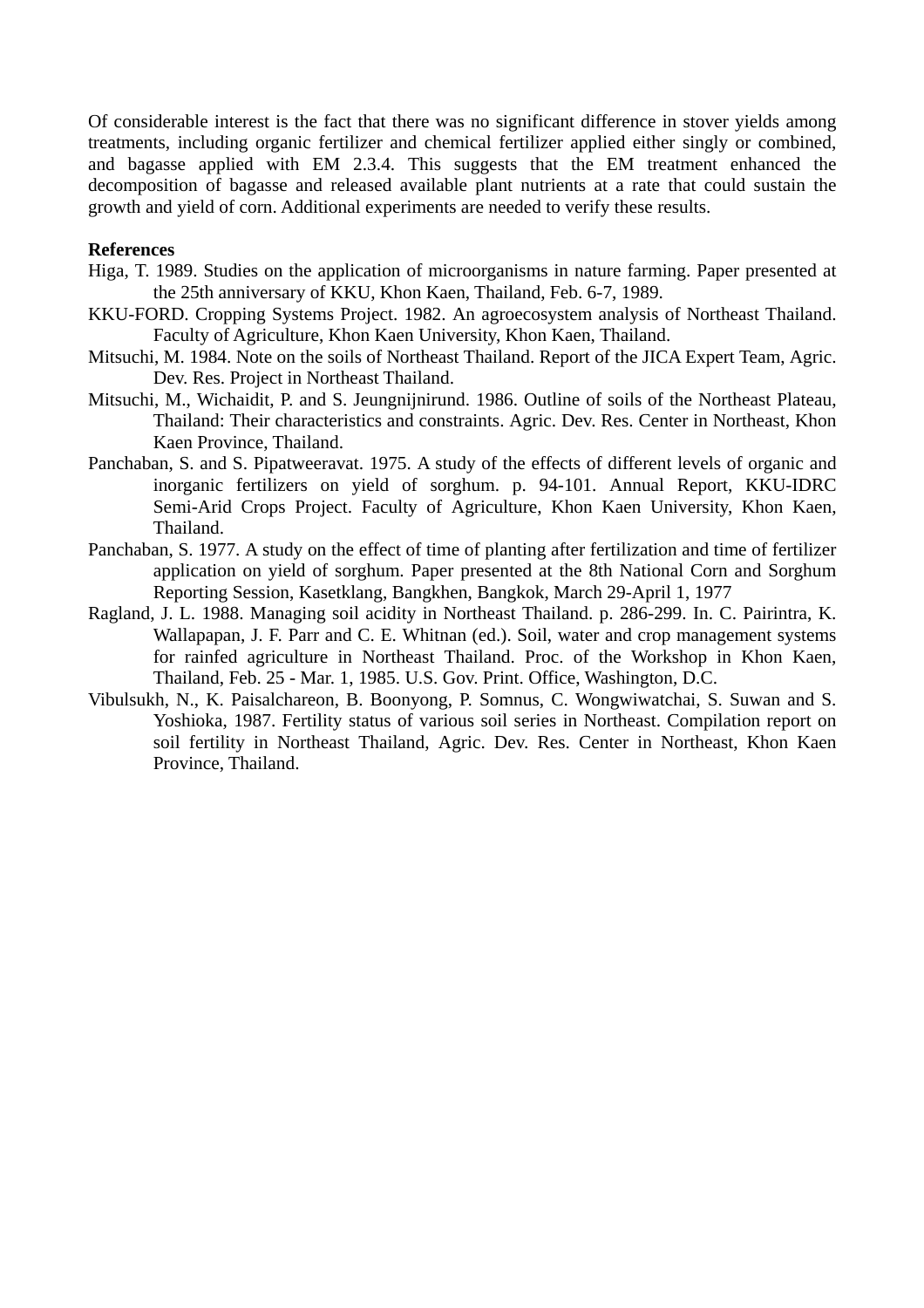Of considerable interest is the fact that there was no significant difference in stover yields among treatments, including organic fertilizer and chemical fertilizer applied either singly or combined, and bagasse applied with EM 2.3.4. This suggests that the EM treatment enhanced the decomposition of bagasse and released available plant nutrients at a rate that could sustain the growth and yield of corn. Additional experiments are needed to verify these results.

**References**

Higa, T. 1989. Studies on the application of microorganisms in nature farming. Paper presented at the 25th anniversary of KKU, Khon Kaen, Thailand, Feb. 6-7, 1989.

KKU-FORD. Cropping Systems Project. 1982. An agroecosystem analysis of Northeast Thailand. Faculty of Agriculture, Khon Kaen University, Khon Kaen, Thailand.

Mitsuchi, M. 1984. Note on the soils of Northeast Thailand. Report of the JICA Expert Team, Agric. Dev. Res. Project in Northeast Thailand.

Mitsuchi, M., Wichaidit, P. and S. Jeungnijnirund. 1986. Outline of soils of the Northeast Plateau, Thailand: Their characteristics and constraints. Agric. Dev. Res. Center in Northeast, Khon Kaen Province, Thailand.

Panchaban, S. and S. Pipatweeravat. 1975. A study of the effects of different levels of organic and inorganic fertilizers on yield of sorghum. p. 94-101. Annual Report, KKU-IDRC Semi-Arid Crops Project. Faculty of Agriculture, Khon Kaen University, Khon Kaen, Thailand.

Panchaban, S. 1977. A study on the effect of time of planting after fertilization and time of fertilizer application on yield of sorghum. Paper presented at the 8th National Corn and Sorghum Reporting Session, Kasetklang, Bangkhen, Bangkok, March 29-April 1, 1977

Ragland, J. L. 1988. Managing soil acidity in Northeast Thailand. p. 286-299. In. C. Pairintra, K. Wallapapan, J. F. Parr and C. E. Whitnan (ed.). Soil, water and crop management systems for rainfed agriculture in Northeast Thailand. Proc. of the Workshop in Khon Kaen, Thailand, Feb. 25 - Mar. 1, 1985. U.S. Gov. Print. Office, Washington, D.C.

Vibulsukh, N., K. Paisalchareon, B. Boonyong, P. Somnus, C. Wongwiwatchai, S. Suwan and S. Yoshioka, 1987. Fertility status of various soil series in Northeast. Compilation report on soil fertility in Northeast Thailand, Agric. Dev. Res. Center in Northeast, Khon Kaen Province, Thailand.